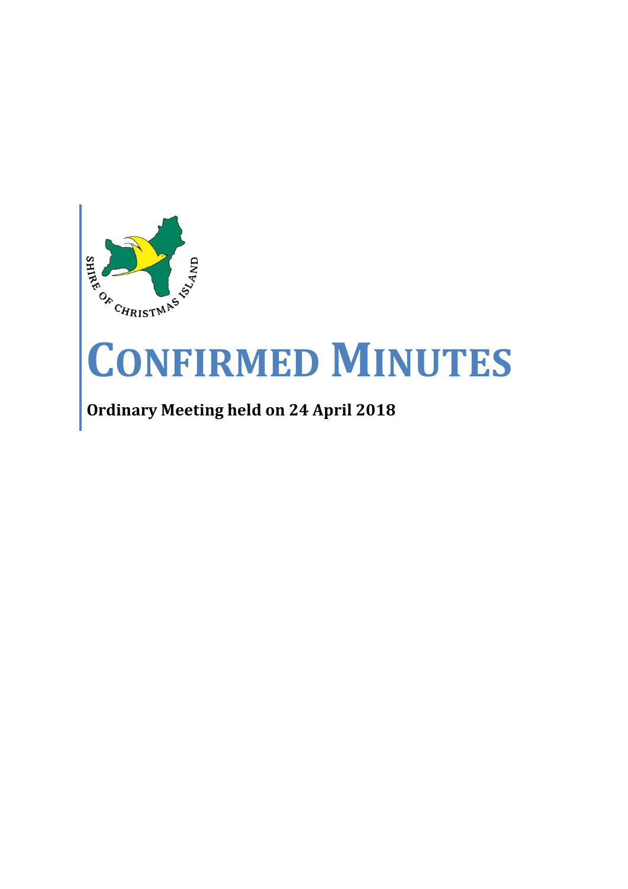# CONFIRMED MINUTES

**Ordinary Meeting held on 24 April 2018**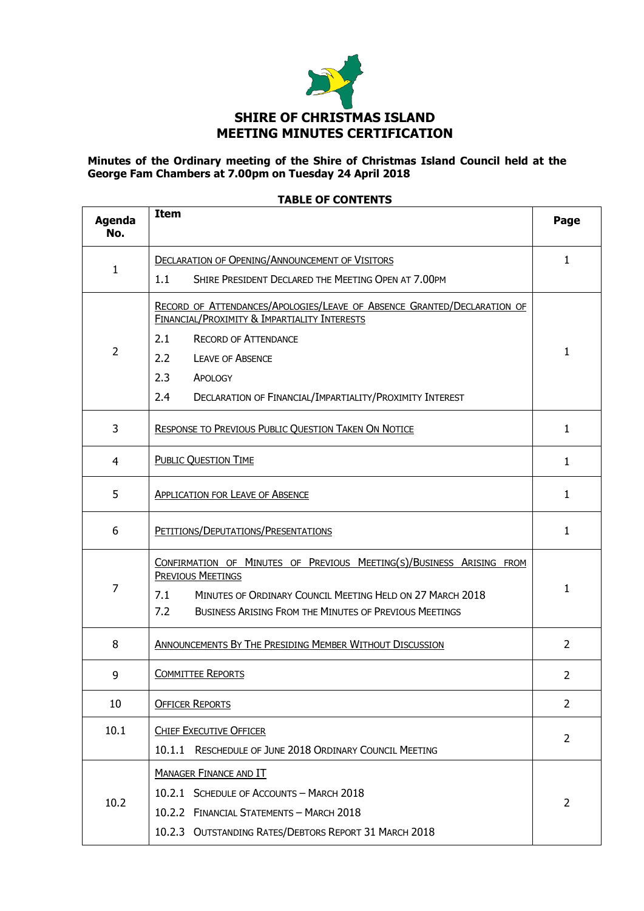# SHIRE OF CHRISTMAS ISLAND
# MEETING MINUTES CERTIFICATION

**Minutes of the Ordinary meeting of the Shire of Christmas Island Council held at the George Fam Chambers at 7.00pm on Tuesday 24 April 2018**

**TABLE OF CONTENTS**

| Agenda No. | Item | Page |
|---|---|---|
| 1 | DECLARATION OF OPENING/ANNOUNCEMENT OF VISITORS<br>1.1 SHIRE PRESIDENT DECLARED THE MEETING OPEN AT 7.00PM | 1 |
| 2 | RECORD OF ATTENDANCES/APOLOGIES/LEAVE OF ABSENCE GRANTED/DECLARATION OF FINANCIAL/PROXIMITY & IMPARTIALITY INTERESTS<br>2.1 RECORD OF ATTENDANCE<br>2.2 LEAVE OF ABSENCE<br>2.3 APOLOGY<br>2.4 DECLARATION OF FINANCIAL/IMPARTIALITY/PROXIMITY INTEREST | 1 |
| 3 | RESPONSE TO PREVIOUS PUBLIC QUESTION TAKEN ON NOTICE | 1 |
| 4 | PUBLIC QUESTION TIME | 1 |
| 5 | APPLICATION FOR LEAVE OF ABSENCE | 1 |
| 6 | PETITIONS/DEPUTATIONS/PRESENTATIONS | 1 |
| 7 | CONFIRMATION OF MINUTES OF PREVIOUS MEETING(S)/BUSINESS ARISING FROM PREVIOUS MEETINGS<br>7.1 MINUTES OF ORDINARY COUNCIL MEETING HELD ON 27 MARCH 2018<br>7.2 BUSINESS ARISING FROM THE MINUTES OF PREVIOUS MEETINGS | 1 |
| 8 | ANNOUNCEMENTS BY THE PRESIDING MEMBER WITHOUT DISCUSSION | 2 |
| 9 | COMMITTEE REPORTS | 2 |
| 10 | OFFICER REPORTS | 2 |
| 10.1 | CHIEF EXECUTIVE OFFICER<br>10.1.1 RESCHEDULE OF JUNE 2018 ORDINARY COUNCIL MEETING | 2 |
| 10.2 | MANAGER FINANCE AND IT<br>10.2.1 SCHEDULE OF ACCOUNTS – MARCH 2018<br>10.2.2 FINANCIAL STATEMENTS – MARCH 2018<br>10.2.3 OUTSTANDING RATES/DEBTORS REPORT 31 MARCH 2018 | 2 |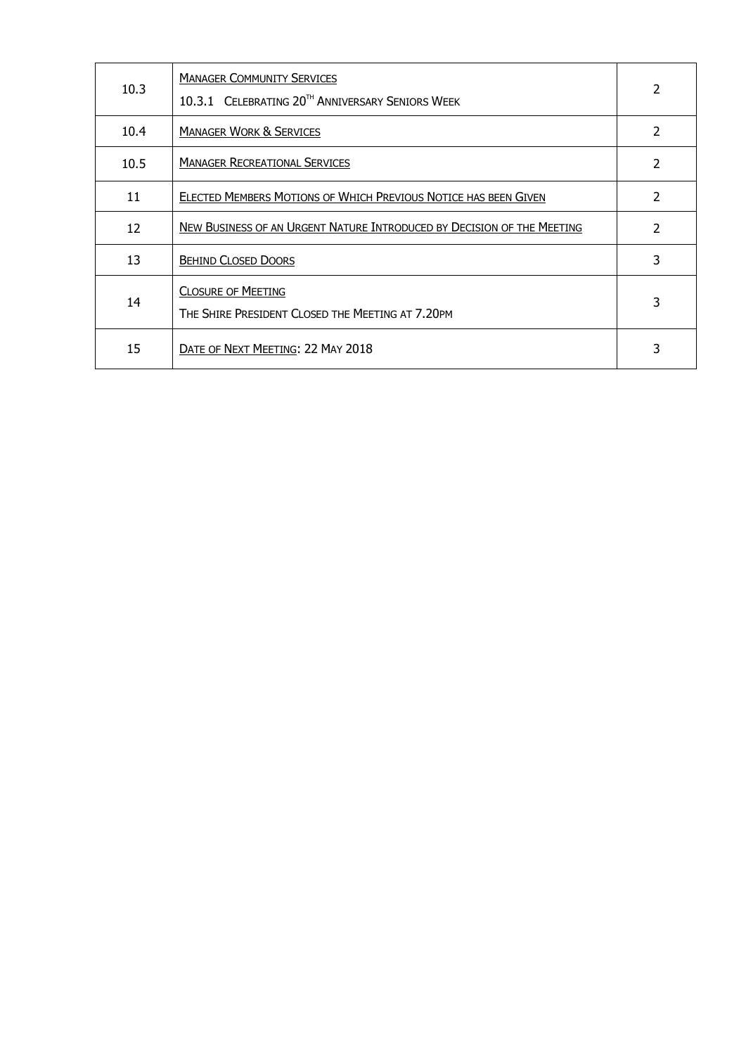| | | |
|---|---|---|
| 10.3 | MANAGER COMMUNITY SERVICES<br>10.3.1 CELEBRATING 20TH ANNIVERSARY SENIORS WEEK | 2 |
| 10.4 | MANAGER WORK & SERVICES | 2 |
| 10.5 | MANAGER RECREATIONAL SERVICES | 2 |
| 11 | ELECTED MEMBERS MOTIONS OF WHICH PREVIOUS NOTICE HAS BEEN GIVEN | 2 |
| 12 | NEW BUSINESS OF AN URGENT NATURE INTRODUCED BY DECISION OF THE MEETING | 2 |
| 13 | BEHIND CLOSED DOORS | 3 |
| 14 | CLOSURE OF MEETING<br>THE SHIRE PRESIDENT CLOSED THE MEETING AT 7.20PM | 3 |
| 15 | DATE OF NEXT MEETING: 22 MAY 2018 | 3 |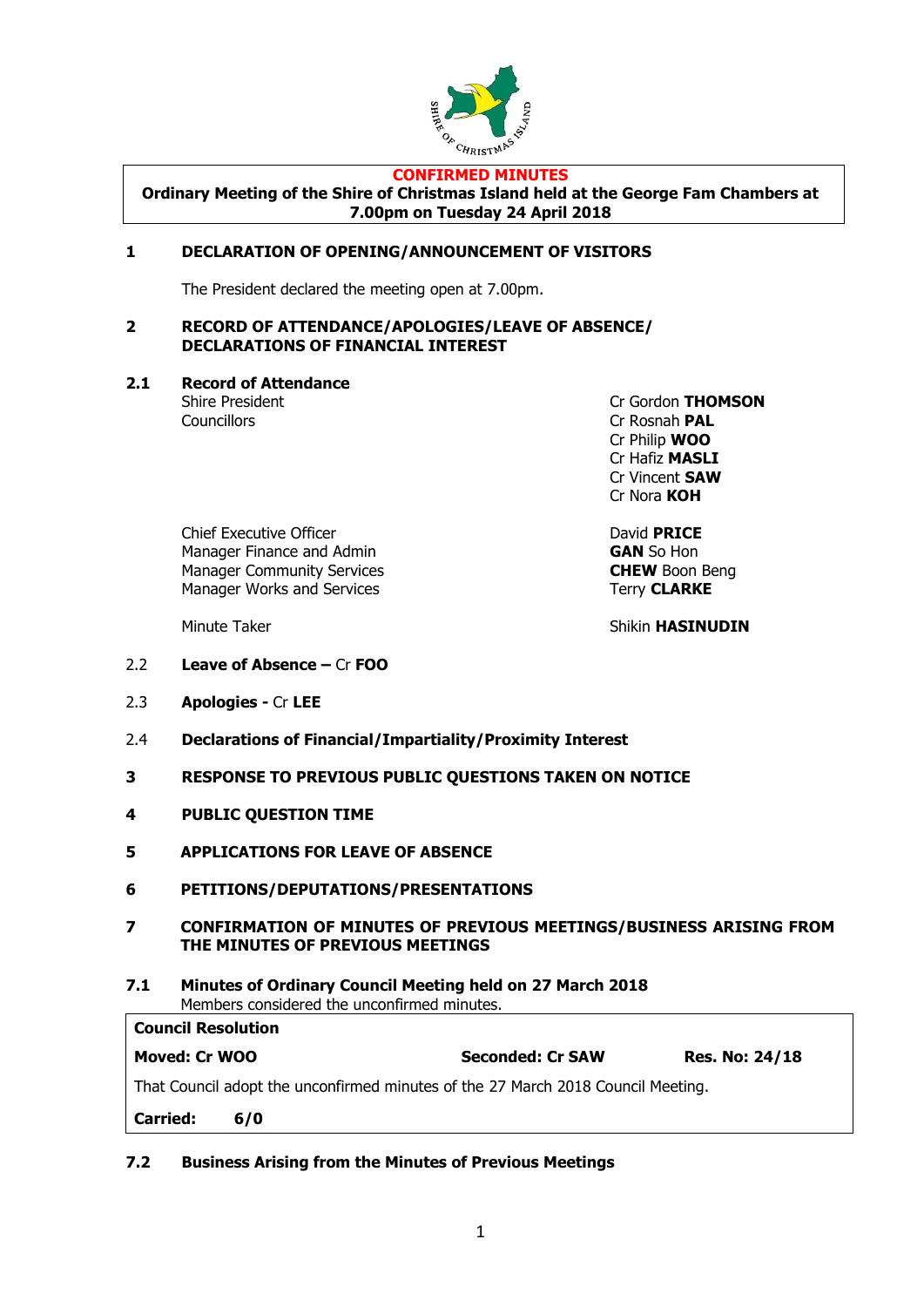**CONFIRMED MINUTES**

**Ordinary Meeting of the Shire of Christmas Island held at the George Fam Chambers at 7.00pm on Tuesday 24 April 2018**

## 1 DECLARATION OF OPENING/ANNOUNCEMENT OF VISITORS

The President declared the meeting open at 7.00pm.

## 2 RECORD OF ATTENDANCE/APOLOGIES/LEAVE OF ABSENCE/ DECLARATIONS OF FINANCIAL INTEREST

### 2.1 Record of Attendance

| | |
|---|---|
| Shire President | Cr Gordon **THOMSON** |
| Councillors | Cr Rosnah **PAL** |
| | Cr Philip **WOO** |
| | Cr Hafiz **MASLI** |
| | Cr Vincent **SAW** |
| | Cr Nora **KOH** |
| Chief Executive Officer | David **PRICE** |
| Manager Finance and Admin | **GAN** So Hon |
| Manager Community Services | **CHEW** Boon Beng |
| Manager Works and Services | Terry **CLARKE** |
| Minute Taker | Shikin **HASINUDIN** |

2.2 **Leave of Absence –** Cr **FOO**

2.3 **Apologies -** Cr **LEE**

2.4 **Declarations of Financial/Impartiality/Proximity Interest**

## 3 RESPONSE TO PREVIOUS PUBLIC QUESTIONS TAKEN ON NOTICE

## 4 PUBLIC QUESTION TIME

## 5 APPLICATIONS FOR LEAVE OF ABSENCE

## 6 PETITIONS/DEPUTATIONS/PRESENTATIONS

## 7 CONFIRMATION OF MINUTES OF PREVIOUS MEETINGS/BUSINESS ARISING FROM THE MINUTES OF PREVIOUS MEETINGS

### 7.1 Minutes of Ordinary Council Meeting held on 27 March 2018

Members considered the unconfirmed minutes.

**Council Resolution**

**Moved: Cr WOO** **Seconded: Cr SAW** **Res. No: 24/18**

That Council adopt the unconfirmed minutes of the 27 March 2018 Council Meeting.

**Carried: 6/0**

### 7.2 Business Arising from the Minutes of Previous Meetings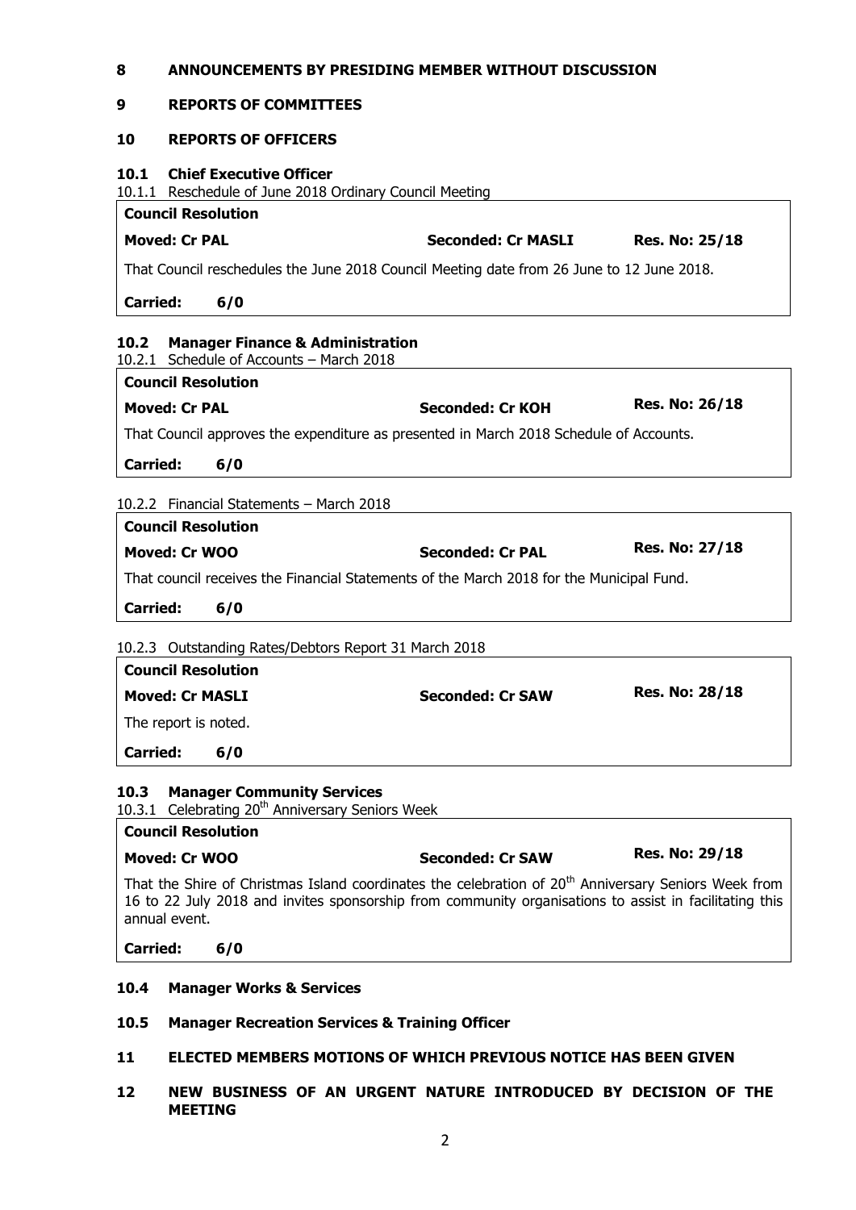## 8 ANNOUNCEMENTS BY PRESIDING MEMBER WITHOUT DISCUSSION

## 9 REPORTS OF COMMITTEES

## 10 REPORTS OF OFFICERS

### 10.1 Chief Executive Officer

10.1.1 Reschedule of June 2018 Ordinary Council Meeting

| **Council Resolution** | | |
|---|---|---|
| **Moved: Cr PAL** | **Seconded: Cr MASLI** | **Res. No: 25/18** |
| That Council reschedules the June 2018 Council Meeting date from 26 June to 12 June 2018. | | |
| **Carried: 6/0** | | |

### 10.2 Manager Finance & Administration

10.2.1 Schedule of Accounts – March 2018

| **Council Resolution** | | |
|---|---|---|
| **Moved: Cr PAL** | **Seconded: Cr KOH** | **Res. No: 26/18** |
| That Council approves the expenditure as presented in March 2018 Schedule of Accounts. | | |
| **Carried: 6/0** | | |

10.2.2 Financial Statements – March 2018

| **Council Resolution** | | |
|---|---|---|
| **Moved: Cr WOO** | **Seconded: Cr PAL** | **Res. No: 27/18** |
| That council receives the Financial Statements of the March 2018 for the Municipal Fund. | | |
| **Carried: 6/0** | | |

10.2.3 Outstanding Rates/Debtors Report 31 March 2018

| **Council Resolution** | | |
|---|---|---|
| **Moved: Cr MASLI** | **Seconded: Cr SAW** | **Res. No: 28/18** |
| The report is noted. | | |
| **Carried: 6/0** | | |

### 10.3 Manager Community Services

10.3.1 Celebrating 20th Anniversary Seniors Week

| **Council Resolution** | | |
|---|---|---|
| **Moved: Cr WOO** | **Seconded: Cr SAW** | **Res. No: 29/18** |
| That the Shire of Christmas Island coordinates the celebration of 20th Anniversary Seniors Week from 16 to 22 July 2018 and invites sponsorship from community organisations to assist in facilitating this annual event. | | |
| **Carried: 6/0** | | |

### 10.4 Manager Works & Services

### 10.5 Manager Recreation Services & Training Officer

## 11 ELECTED MEMBERS MOTIONS OF WHICH PREVIOUS NOTICE HAS BEEN GIVEN

## 12 NEW BUSINESS OF AN URGENT NATURE INTRODUCED BY DECISION OF THE MEETING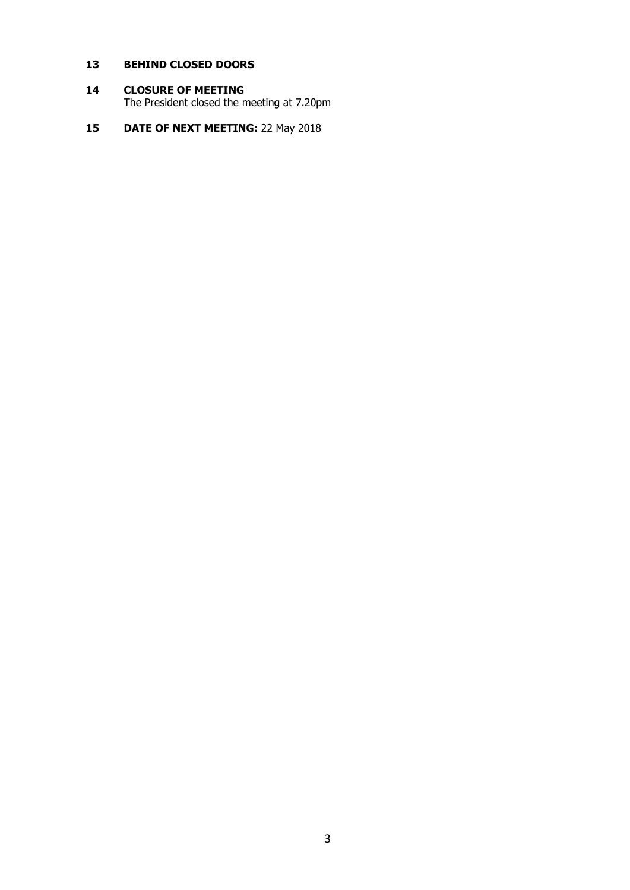**13 BEHIND CLOSED DOORS**

**14 CLOSURE OF MEETING**

The President closed the meeting at 7.20pm

**15 DATE OF NEXT MEETING:** 22 May 2018